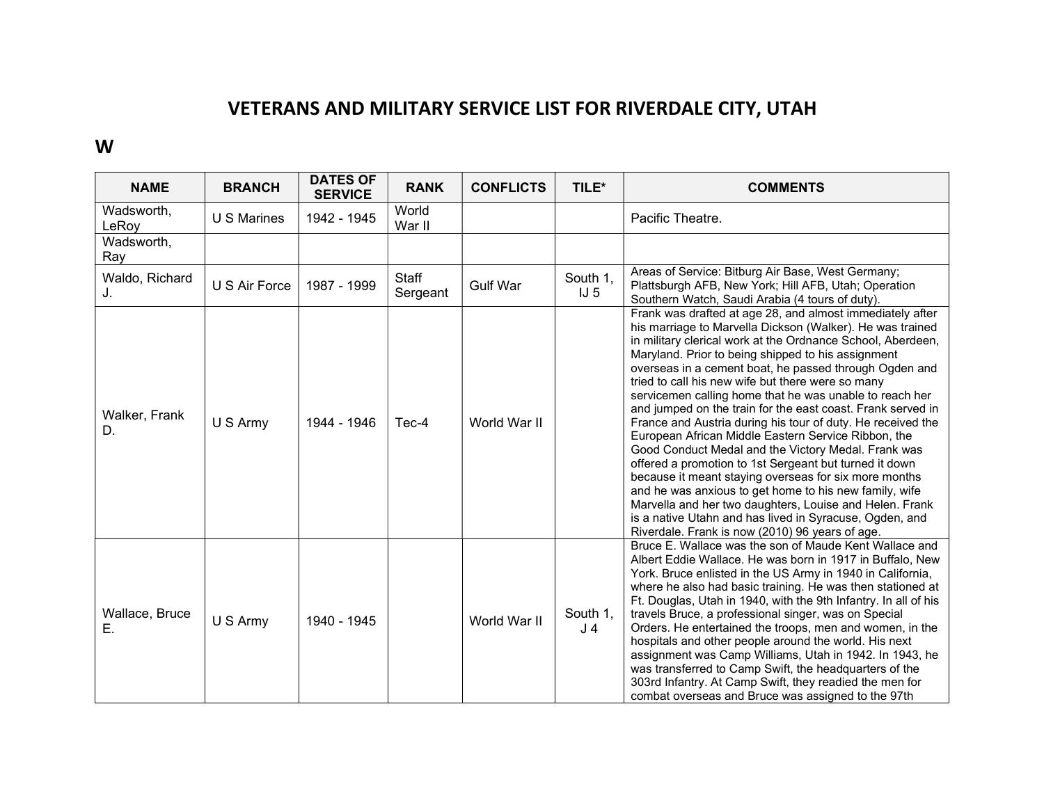# VETERANS AND MILITARY SERVICE LIST FOR RIVERDALE CITY, UTAH

## W

| NAME | BRANCH | DATES OF SERVICE | RANK | CONFLICTS | TILE* | COMMENTS |
|---|---|---|---|---|---|---|
| Wadsworth, LeRoy | U S Marines | 1942 - 1945 | World War II | | | Pacific Theatre. |
| Wadsworth, Ray | | | | | | |
| Waldo, Richard J. | U S Air Force | 1987 - 1999 | Staff Sergeant | Gulf War | South 1, IJ 5 | Areas of Service: Bitburg Air Base, West Germany; Plattsburgh AFB, New York; Hill AFB, Utah; Operation Southern Watch, Saudi Arabia (4 tours of duty). |
| Walker, Frank D. | U S Army | 1944 - 1946 | Tec-4 | World War II | | Frank was drafted at age 28, and almost immediately after his marriage to Marvella Dickson (Walker). He was trained in military clerical work at the Ordnance School, Aberdeen, Maryland. Prior to being shipped to his assignment overseas in a cement boat, he passed through Ogden and tried to call his new wife but there were so many servicemen calling home that he was unable to reach her and jumped on the train for the east coast. Frank served in France and Austria during his tour of duty. He received the European African Middle Eastern Service Ribbon, the Good Conduct Medal and the Victory Medal. Frank was offered a promotion to 1st Sergeant but turned it down because it meant staying overseas for six more months and he was anxious to get home to his new family, wife Marvella and her two daughters, Louise and Helen. Frank is a native Utahn and has lived in Syracuse, Ogden, and Riverdale. Frank is now (2010) 96 years of age. |
| Wallace, Bruce E. | U S Army | 1940 - 1945 | | World War II | South 1, J 4 | Bruce E. Wallace was the son of Maude Kent Wallace and Albert Eddie Wallace. He was born in 1917 in Buffalo, New York. Bruce enlisted in the US Army in 1940 in California, where he also had basic training. He was then stationed at Ft. Douglas, Utah in 1940, with the 9th Infantry. In all of his travels Bruce, a professional singer, was on Special Orders. He entertained the troops, men and women, in the hospitals and other people around the world. His next assignment was Camp Williams, Utah in 1942. In 1943, he was transferred to Camp Swift, the headquarters of the 303rd Infantry. At Camp Swift, they readied the men for combat overseas and Bruce was assigned to the 97th |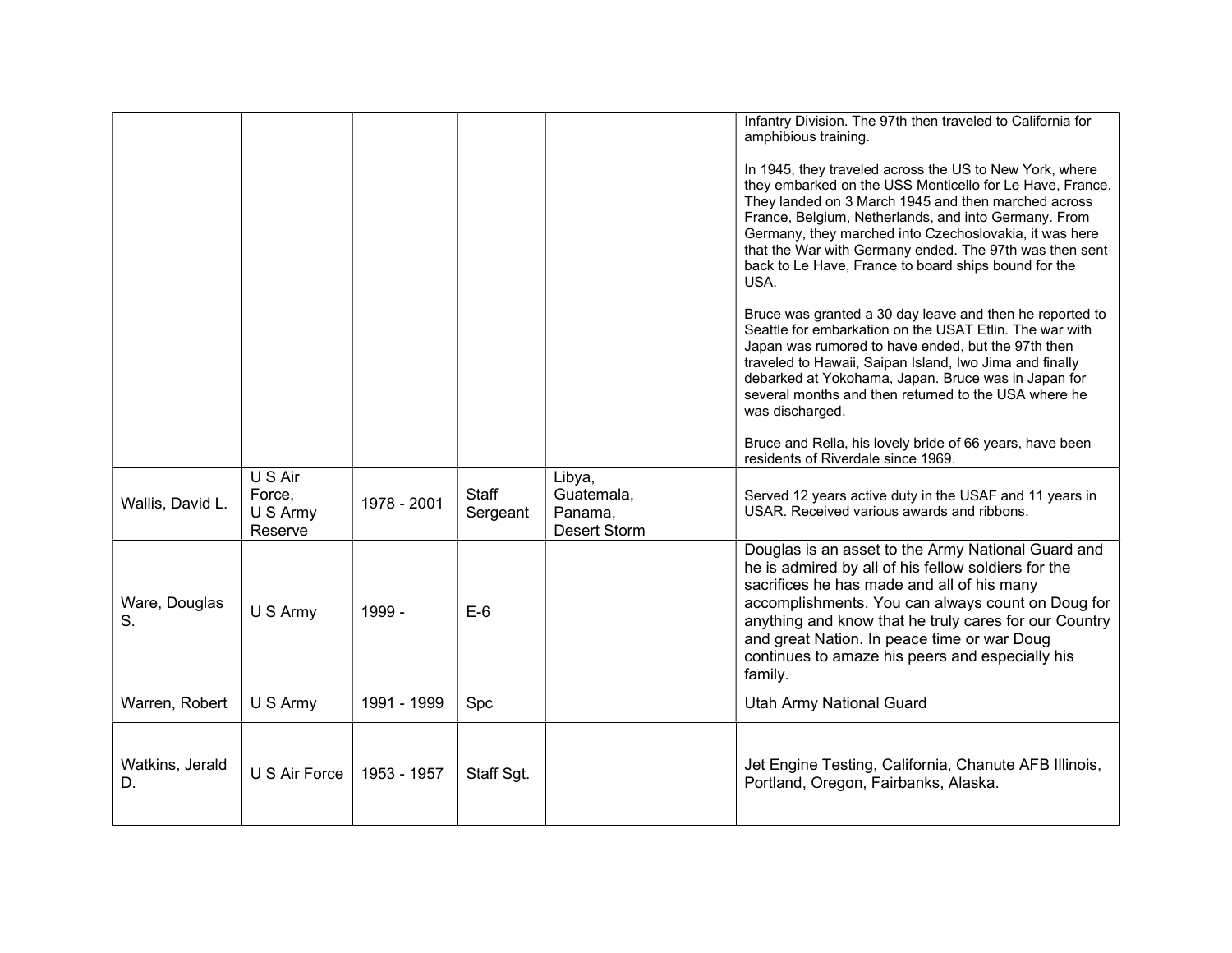| | | | | | | |
|---|---|---|---|---|---|---|
| | | | | | | Infantry Division. The 97th then traveled to California for amphibious training.<br><br>In 1945, they traveled across the US to New York, where they embarked on the USS Monticello for Le Have, France. They landed on 3 March 1945 and then marched across France, Belgium, Netherlands, and into Germany. From Germany, they marched into Czechoslovakia, it was here that the War with Germany ended. The 97th was then sent back to Le Have, France to board ships bound for the USA.<br><br>Bruce was granted a 30 day leave and then he reported to Seattle for embarkation on the USAT Etlin. The war with Japan was rumored to have ended, but the 97th then traveled to Hawaii, Saipan Island, Iwo Jima and finally debarked at Yokohama, Japan. Bruce was in Japan for several months and then returned to the USA where he was discharged.<br><br>Bruce and Rella, his lovely bride of 66 years, have been residents of Riverdale since 1969. |
| Wallis, David L. | U S Air Force, U S Army Reserve | 1978 - 2001 | Staff Sergeant | Libya, Guatemala, Panama, Desert Storm | | Served 12 years active duty in the USAF and 11 years in USAR. Received various awards and ribbons. |
| Ware, Douglas S. | U S Army | 1999 - | E-6 | | | Douglas is an asset to the Army National Guard and he is admired by all of his fellow soldiers for the sacrifices he has made and all of his many accomplishments. You can always count on Doug for anything and know that he truly cares for our Country and great Nation. In peace time or war Doug continues to amaze his peers and especially his family. |
| Warren, Robert | U S Army | 1991 - 1999 | Spc | | | Utah Army National Guard |
| Watkins, Jerald D. | U S Air Force | 1953 - 1957 | Staff Sgt. | | | Jet Engine Testing, California, Chanute AFB Illinois, Portland, Oregon, Fairbanks, Alaska. |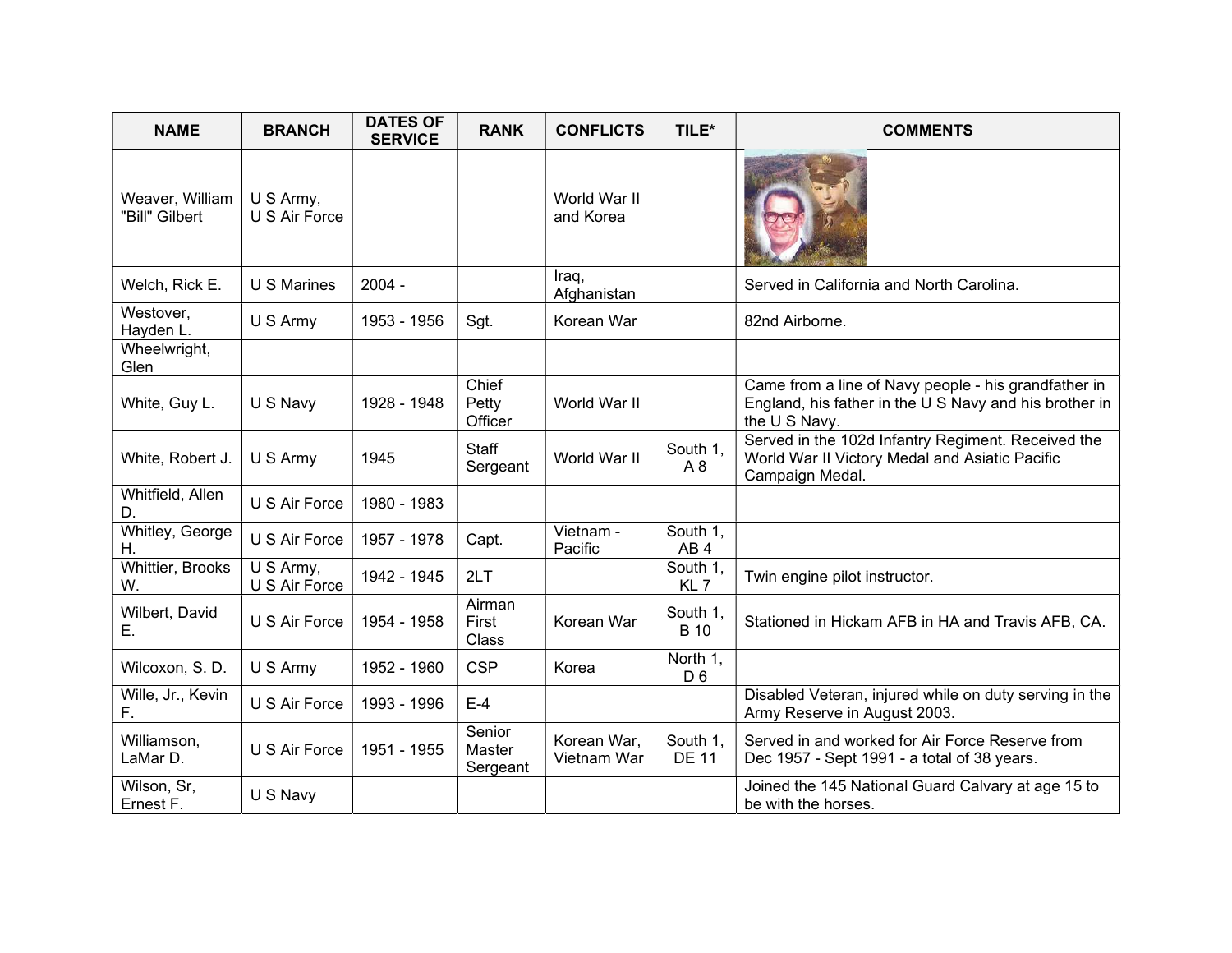| NAME | BRANCH | DATES OF SERVICE | RANK | CONFLICTS | TILE* | COMMENTS |
|---|---|---|---|---|---|---|
| Weaver, William "Bill" Gilbert | U S Army, U S Air Force | | | World War II and Korea | | |
| Welch, Rick E. | U S Marines | 2004 - | | Iraq, Afghanistan | | Served in California and North Carolina. |
| Westover, Hayden L. | U S Army | 1953 - 1956 | Sgt. | Korean War | | 82nd Airborne. |
| Wheelwright, Glen | | | | | | |
| White, Guy L. | U S Navy | 1928 - 1948 | Chief Petty Officer | World War II | | Came from a line of Navy people - his grandfather in England, his father in the U S Navy and his brother in the U S Navy. |
| White, Robert J. | U S Army | 1945 | Staff Sergeant | World War II | South 1, A 8 | Served in the 102d Infantry Regiment. Received the World War II Victory Medal and Asiatic Pacific Campaign Medal. |
| Whitfield, Allen D. | U S Air Force | 1980 - 1983 | | | | |
| Whitley, George H. | U S Air Force | 1957 - 1978 | Capt. | Vietnam - Pacific | South 1, AB 4 | |
| Whittier, Brooks W. | U S Army, U S Air Force | 1942 - 1945 | 2LT | | South 1, KL 7 | Twin engine pilot instructor. |
| Wilbert, David E. | U S Air Force | 1954 - 1958 | Airman First Class | Korean War | South 1, B 10 | Stationed in Hickam AFB in HA and Travis AFB, CA. |
| Wilcoxon, S. D. | U S Army | 1952 - 1960 | CSP | Korea | North 1, D 6 | |
| Wille, Jr., Kevin F. | U S Air Force | 1993 - 1996 | E-4 | | | Disabled Veteran, injured while on duty serving in the Army Reserve in August 2003. |
| Williamson, LaMar D. | U S Air Force | 1951 - 1955 | Senior Master Sergeant | Korean War, Vietnam War | South 1, DE 11 | Served in and worked for Air Force Reserve from Dec 1957 - Sept 1991 - a total of 38 years. |
| Wilson, Sr, Ernest F. | U S Navy | | | | | Joined the 145 National Guard Calvary at age 15 to be with the horses. |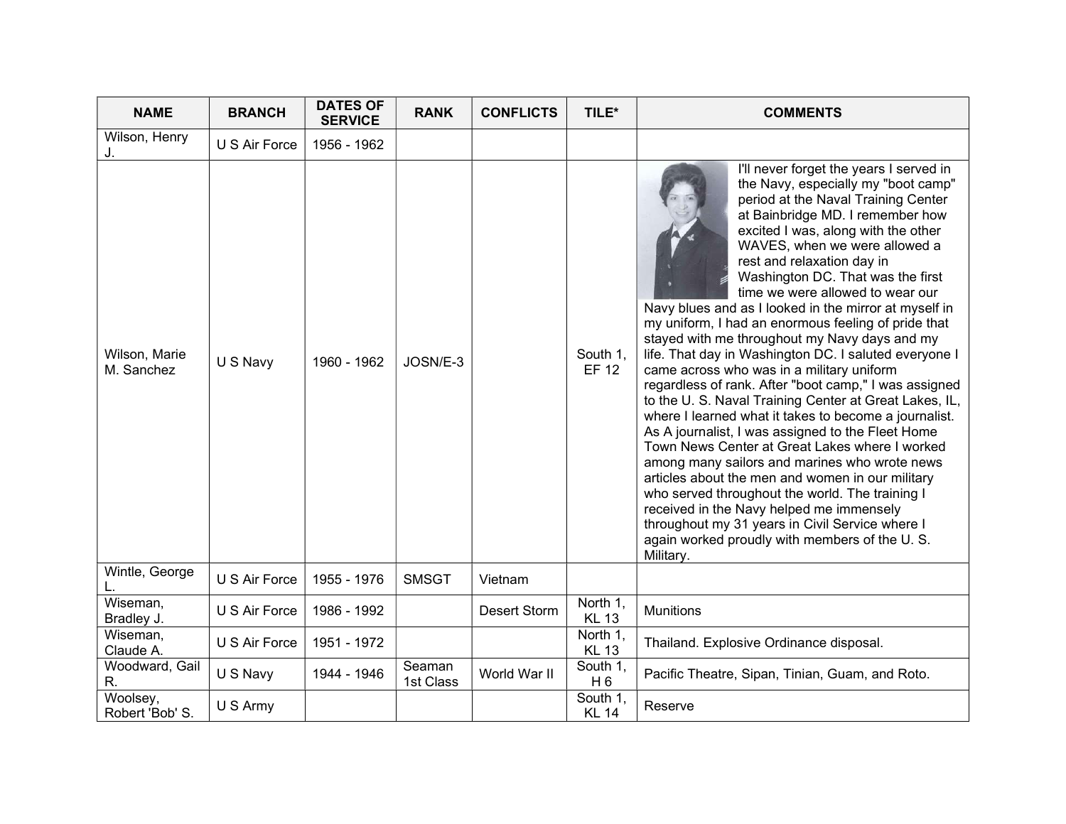| NAME | BRANCH | DATES OF SERVICE | RANK | CONFLICTS | TILE* | COMMENTS |
|---|---|---|---|---|---|---|
| Wilson, Henry J. | U S Air Force | 1956 - 1962 | | | | |
| Wilson, Marie M. Sanchez | U S Navy | 1960 - 1962 | JOSN/E-3 | | South 1, EF 12 | I'll never forget the years I served in the Navy, especially my "boot camp" period at the Naval Training Center at Bainbridge MD. I remember how excited I was, along with the other WAVES, when we were allowed a rest and relaxation day in Washington DC. That was the first time we were allowed to wear our Navy blues and as I looked in the mirror at myself in my uniform, I had an enormous feeling of pride that stayed with me throughout my Navy days and my life. That day in Washington DC. I saluted everyone I came across who was in a military uniform regardless of rank. After "boot camp," I was assigned to the U. S. Naval Training Center at Great Lakes, IL, where I learned what it takes to become a journalist. As A journalist, I was assigned to the Fleet Home Town News Center at Great Lakes where I worked among many sailors and marines who wrote news articles about the men and women in our military who served throughout the world. The training I received in the Navy helped me immensely throughout my 31 years in Civil Service where I again worked proudly with members of the U. S. Military. |
| Wintle, George L. | U S Air Force | 1955 - 1976 | SMSGT | Vietnam | | |
| Wiseman, Bradley J. | U S Air Force | 1986 - 1992 | | Desert Storm | North 1, KL 13 | Munitions |
| Wiseman, Claude A. | U S Air Force | 1951 - 1972 | | | North 1, KL 13 | Thailand. Explosive Ordinance disposal. |
| Woodward, Gail R. | U S Navy | 1944 - 1946 | Seaman 1st Class | World War II | South 1, H 6 | Pacific Theatre, Sipan, Tinian, Guam, and Roto. |
| Woolsey, Robert 'Bob' S. | U S Army | | | | South 1, KL 14 | Reserve |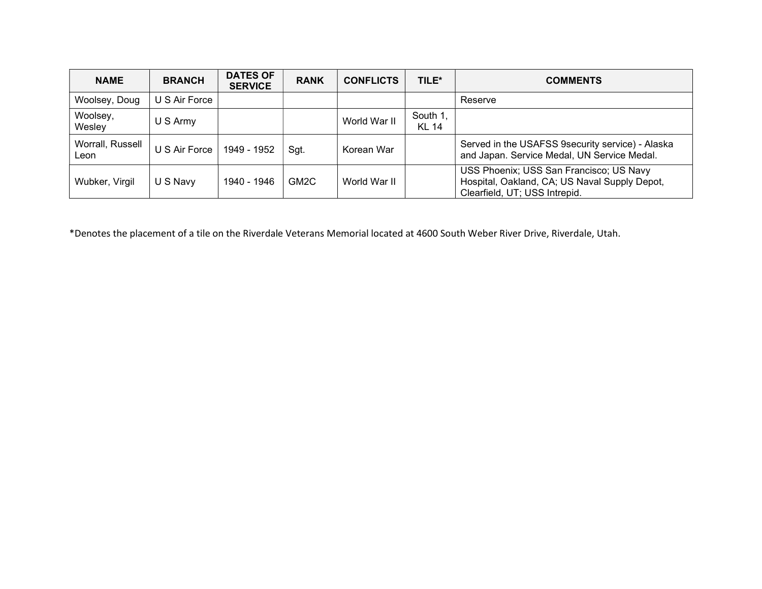| NAME | BRANCH | DATES OF SERVICE | RANK | CONFLICTS | TILE* | COMMENTS |
|---|---|---|---|---|---|---|
| Woolsey, Doug | U S Air Force | | | | | Reserve |
| Woolsey, Wesley | U S Army | | | World War II | South 1, KL 14 | |
| Worrall, Russell Leon | U S Air Force | 1949 - 1952 | Sgt. | Korean War | | Served in the USAFSS 9security service) - Alaska and Japan. Service Medal, UN Service Medal. |
| Wubker, Virgil | U S Navy | 1940 - 1946 | GM2C | World War II | | USS Phoenix; USS San Francisco; US Navy Hospital, Oakland, CA; US Naval Supply Depot, Clearfield, UT; USS Intrepid. |

*Denotes the placement of a tile on the Riverdale Veterans Memorial located at 4600 South Weber River Drive, Riverdale, Utah.